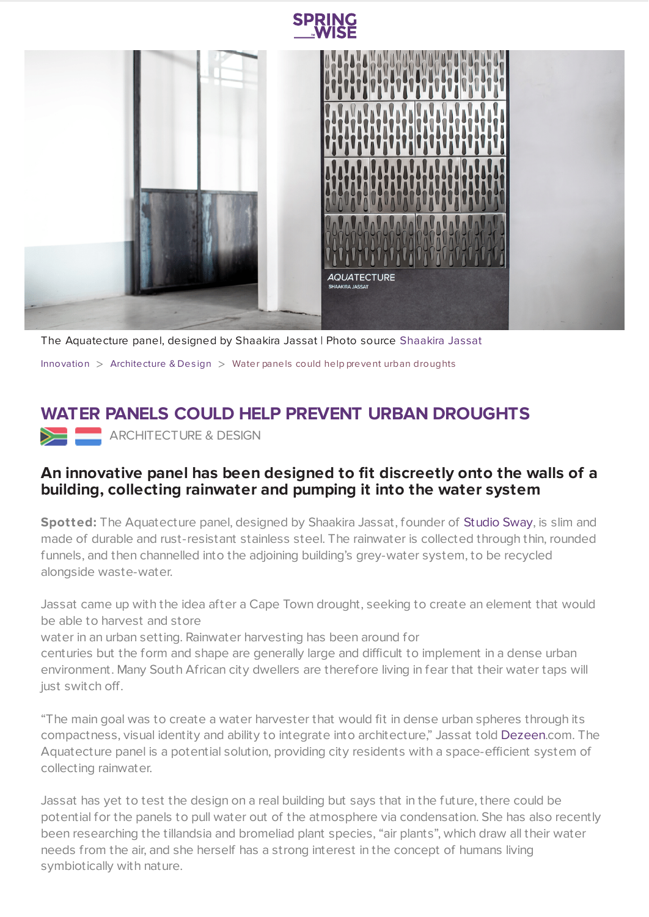The Aquatecture panel, designed by Shaakira Jassat | Photo source Shaakira Jassat

Innovation > Architecture & Design > Water panels could help prevent urban droughts

# WATER PANELS COULD HELP PREVENT URBAN DROUGHTS

ARCHITECTURE & DESIGN

## An innovative panel has been designed to fit discreetly onto the walls of a building, collecting rainwater and pumping it into the water system

**Spotted:** The Aquatecture panel, designed by Shaakira Jassat, founder of Studio Sway, is slim and made of durable and rust-resistant stainless steel. The rainwater is collected through thin, rounded funnels, and then channelled into the adjoining building's grey-water system, to be recycled alongside waste-water.

Jassat came up with the idea after a Cape Town drought, seeking to create an element that would be able to harvest and store water in an urban setting. Rainwater harvesting has been around for centuries but the form and shape are generally large and difficult to implement in a dense urban environment. Many South African city dwellers are therefore living in fear that their water taps will just switch off.

"The main goal was to create a water harvester that would fit in dense urban spheres through its compactness, visual identity and ability to integrate into architecture," Jassat told Dezeen.com. The Aquatecture panel is a potential solution, providing city residents with a space-efficient system of collecting rainwater.

Jassat has yet to test the design on a real building but says that in the future, there could be potential for the panels to pull water out of the atmosphere via condensation. She has also recently been researching the tillandsia and bromeliad plant species, "air plants", which draw all their water needs from the air, and she herself has a strong interest in the concept of humans living symbiotically with nature.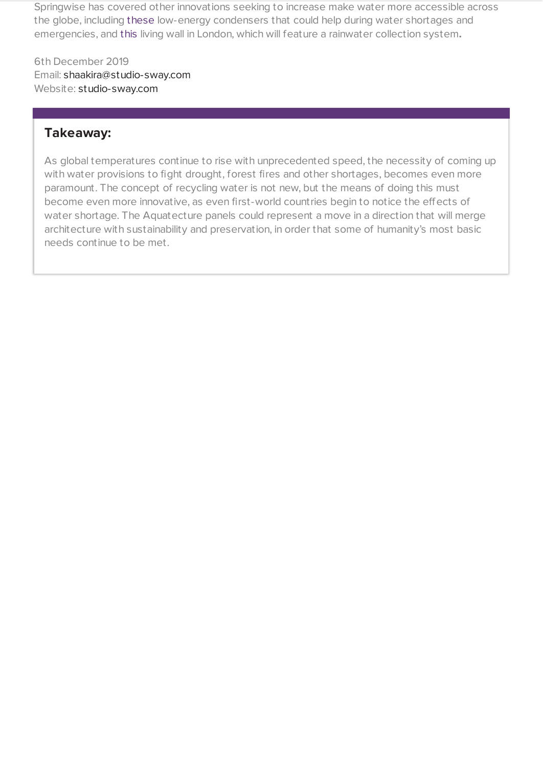Springwise has covered other innovations seeking to increase make water more accessible across the globe, including these low-energy condensers that could help during water shortages and emergencies, and this living wall in London, which will feature a rainwater collection system.

6th December 2019
Email: shaakira@studio-sway.com
Website: studio-sway.com

### Takeaway:

As global temperatures continue to rise with unprecedented speed, the necessity of coming up with water provisions to fight drought, forest fires and other shortages, becomes even more paramount. The concept of recycling water is not new, but the means of doing this must become even more innovative, as even first-world countries begin to notice the effects of water shortage. The Aquatecture panels could represent a move in a direction that will merge architecture with sustainability and preservation, in order that some of humanity's most basic needs continue to be met.